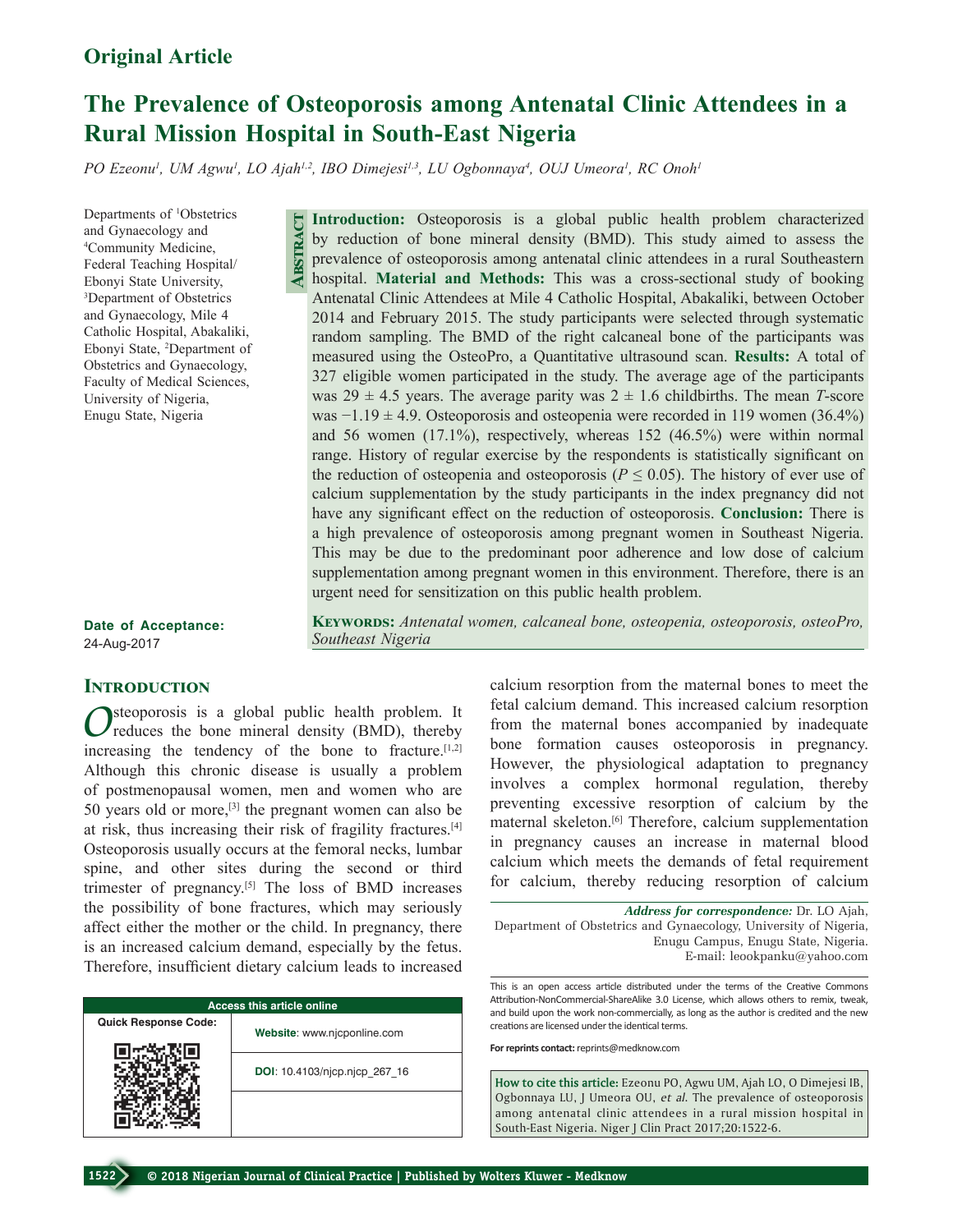Original Article

# The Prevalence of Osteoporosis among Antenatal Clinic Attendees in a Rural Mission Hospital in South-East Nigeria

*PO Ezeonu[1], UM Agwu[1], LO Ajah[1,2], IBO Dimejesi[1,3], LU Ogbonnaya[4], OUJ Umeora[1], RC Onoh[1]*

Departments of [1]Obstetrics and Gynaecology and [4]Community Medicine, Federal Teaching Hospital/ Ebonyi State University, [3]Department of Obstetrics and Gynaecology, Mile 4 Catholic Hospital, Abakaliki, Ebonyi State, [2]Department of Obstetrics and Gynaecology, Faculty of Medical Sciences, University of Nigeria, Enugu State, Nigeria

## Abstract

**Introduction:** Osteoporosis is a global public health problem characterized by reduction of bone mineral density (BMD). This study aimed to assess the prevalence of osteoporosis among antenatal clinic attendees in a rural Southeastern hospital. **Material and Methods:** This was a cross-sectional study of booking Antenatal Clinic Attendees at Mile 4 Catholic Hospital, Abakaliki, between October 2014 and February 2015. The study participants were selected through systematic random sampling. The BMD of the right calcaneal bone of the participants was measured using the OsteoPro, a Quantitative ultrasound scan. **Results:** A total of 327 eligible women participated in the study. The average age of the participants was 29 ± 4.5 years. The average parity was 2 ± 1.6 childbirths. The mean *T*-score was −1.19 ± 4.9. Osteoporosis and osteopenia were recorded in 119 women (36.4%) and 56 women (17.1%), respectively, whereas 152 (46.5%) were within normal range. History of regular exercise by the respondents is statistically significant on the reduction of osteopenia and osteoporosis ($P \leq 0.05$). The history of ever use of calcium supplementation by the study participants in the index pregnancy did not have any significant effect on the reduction of osteoporosis. **Conclusion:** There is a high prevalence of osteoporosis among pregnant women in Southeast Nigeria. This may be due to the predominant poor adherence and low dose of calcium supplementation among pregnant women in this environment. Therefore, there is an urgent need for sensitization on this public health problem.

**Keywords:** *Antenatal women, calcaneal bone, osteopenia, osteoporosis, osteoPro, Southeast Nigeria*

**Date of Acceptance:** 24-Aug-2017

## Introduction

Osteoporosis is a global public health problem. It reduces the bone mineral density (BMD), thereby increasing the tendency of the bone to fracture.[1,2] Although this chronic disease is usually a problem of postmenopausal women, men and women who are 50 years old or more,[3] the pregnant women can also be at risk, thus increasing their risk of fragility fractures.[4] Osteoporosis usually occurs at the femoral necks, lumbar spine, and other sites during the second or third trimester of pregnancy.[5] The loss of BMD increases the possibility of bone fractures, which may seriously affect either the mother or the child. In pregnancy, there is an increased calcium demand, especially by the fetus. Therefore, insufficient dietary calcium leads to increased calcium resorption from the maternal bones to meet the fetal calcium demand. This increased calcium resorption from the maternal bones accompanied by inadequate bone formation causes osteoporosis in pregnancy. However, the physiological adaptation to pregnancy involves a complex hormonal regulation, thereby preventing excessive resorption of calcium by the maternal skeleton.[6] Therefore, calcium supplementation in pregnancy causes an increase in maternal blood calcium which meets the demands of fetal requirement for calcium, thereby reducing resorption of calcium

**Address for correspondence:** Dr. LO Ajah, Department of Obstetrics and Gynaecology, University of Nigeria, Enugu Campus, Enugu State, Nigeria. E-mail: leookpanku@yahoo.com

| Access this article online | |
|---|---|
| Quick Response Code: | Website: www.njcponline.com |
| | DOI: 10.4103/njcp.njcp_267_16 |

This is an open access article distributed under the terms of the Creative Commons Attribution-NonCommercial-ShareAlike 3.0 License, which allows others to remix, tweak, and build upon the work non-commercially, as long as the author is credited and the new creations are licensed under the identical terms.

For reprints contact: reprints@medknow.com

**How to cite this article:** Ezeonu PO, Agwu UM, Ajah LO, O Dimejesi IB, Ogbonnaya LU, J Umeora OU, *et al*. The prevalence of osteoporosis among antenatal clinic attendees in a rural mission hospital in South-East Nigeria. Niger J Clin Pract 2017;20:1522-6.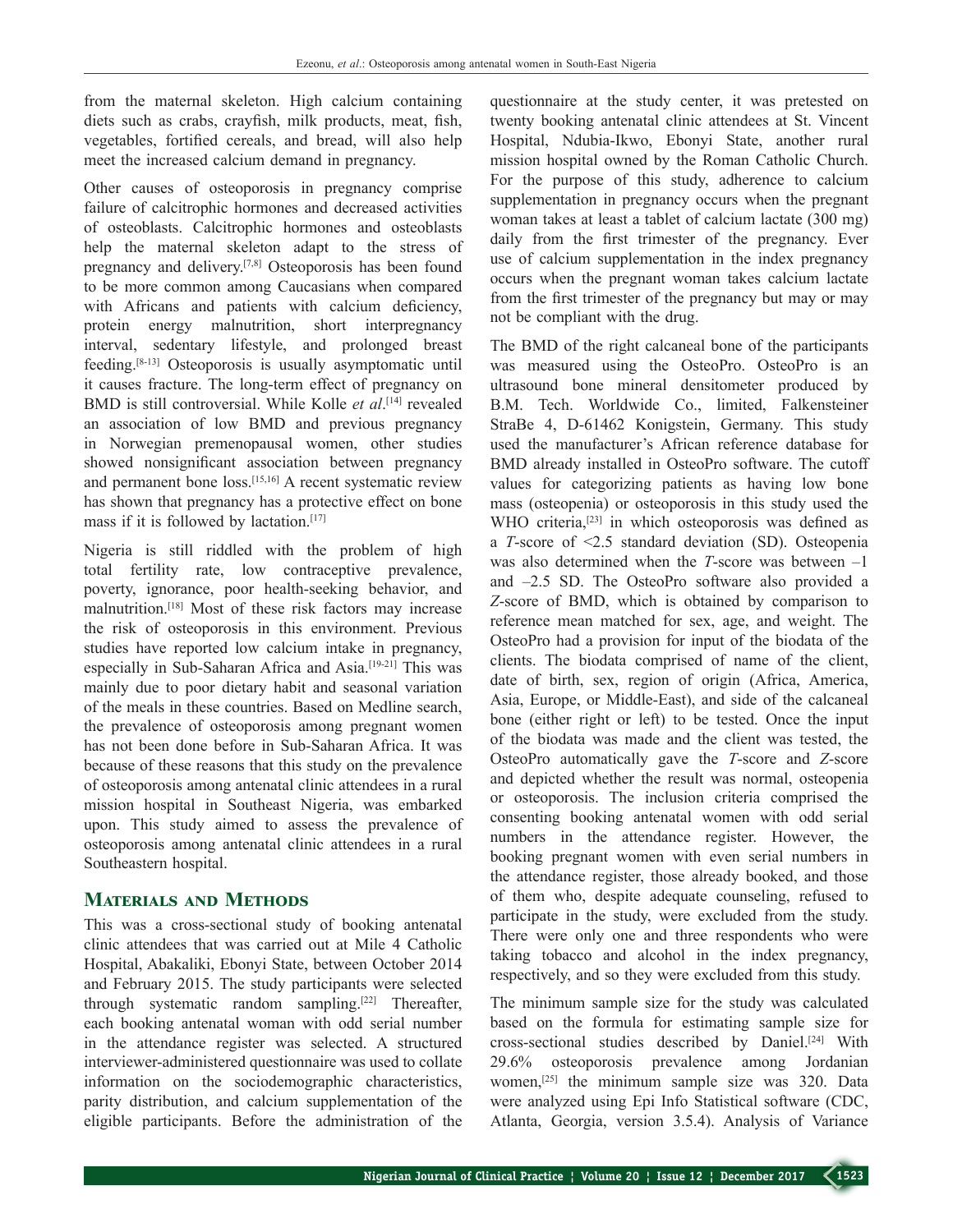from the maternal skeleton. High calcium containing diets such as crabs, crayfish, milk products, meat, fish, vegetables, fortified cereals, and bread, will also help meet the increased calcium demand in pregnancy.

Other causes of osteoporosis in pregnancy comprise failure of calcitrophic hormones and decreased activities of osteoblasts. Calcitrophic hormones and osteoblasts help the maternal skeleton adapt to the stress of pregnancy and delivery.[7,8] Osteoporosis has been found to be more common among Caucasians when compared with Africans and patients with calcium deficiency, protein energy malnutrition, short interpregnancy interval, sedentary lifestyle, and prolonged breast feeding.[8-13] Osteoporosis is usually asymptomatic until it causes fracture. The long-term effect of pregnancy on BMD is still controversial. While Kolle *et al*.[14] revealed an association of low BMD and previous pregnancy in Norwegian premenopausal women, other studies showed nonsignificant association between pregnancy and permanent bone loss.[15,16] A recent systematic review has shown that pregnancy has a protective effect on bone mass if it is followed by lactation.[17]

Nigeria is still riddled with the problem of high total fertility rate, low contraceptive prevalence, poverty, ignorance, poor health-seeking behavior, and malnutrition.[18] Most of these risk factors may increase the risk of osteoporosis in this environment. Previous studies have reported low calcium intake in pregnancy, especially in Sub-Saharan Africa and Asia.[19-21] This was mainly due to poor dietary habit and seasonal variation of the meals in these countries. Based on Medline search, the prevalence of osteoporosis among pregnant women has not been done before in Sub-Saharan Africa. It was because of these reasons that this study on the prevalence of osteoporosis among antenatal clinic attendees in a rural mission hospital in Southeast Nigeria, was embarked upon. This study aimed to assess the prevalence of osteoporosis among antenatal clinic attendees in a rural Southeastern hospital.

## Materials and Methods

This was a cross-sectional study of booking antenatal clinic attendees that was carried out at Mile 4 Catholic Hospital, Abakaliki, Ebonyi State, between October 2014 and February 2015. The study participants were selected through systematic random sampling.[22] Thereafter, each booking antenatal woman with odd serial number in the attendance register was selected. A structured interviewer-administered questionnaire was used to collate information on the sociodemographic characteristics, parity distribution, and calcium supplementation of the eligible participants. Before the administration of the questionnaire at the study center, it was pretested on twenty booking antenatal clinic attendees at St. Vincent Hospital, Ndubia-Ikwo, Ebonyi State, another rural mission hospital owned by the Roman Catholic Church. For the purpose of this study, adherence to calcium supplementation in pregnancy occurs when the pregnant woman takes at least a tablet of calcium lactate (300 mg) daily from the first trimester of the pregnancy. Ever use of calcium supplementation in the index pregnancy occurs when the pregnant woman takes calcium lactate from the first trimester of the pregnancy but may or may not be compliant with the drug.

The BMD of the right calcaneal bone of the participants was measured using the OsteoPro. OsteoPro is an ultrasound bone mineral densitometer produced by B.M. Tech. Worldwide Co., limited, Falkensteiner StraBe 4, D-61462 Konigstein, Germany. This study used the manufacturer's African reference database for BMD already installed in OsteoPro software. The cutoff values for categorizing patients as having low bone mass (osteopenia) or osteoporosis in this study used the WHO criteria,[23] in which osteoporosis was defined as a *T*-score of <2.5 standard deviation (SD). Osteopenia was also determined when the *T*-score was between –1 and –2.5 SD. The OsteoPro software also provided a *Z*-score of BMD, which is obtained by comparison to reference mean matched for sex, age, and weight. The OsteoPro had a provision for input of the biodata of the clients. The biodata comprised of name of the client, date of birth, sex, region of origin (Africa, America, Asia, Europe, or Middle-East), and side of the calcaneal bone (either right or left) to be tested. Once the input of the biodata was made and the client was tested, the OsteoPro automatically gave the *T*-score and *Z*-score and depicted whether the result was normal, osteopenia or osteoporosis. The inclusion criteria comprised the consenting booking antenatal women with odd serial numbers in the attendance register. However, the booking pregnant women with even serial numbers in the attendance register, those already booked, and those of them who, despite adequate counseling, refused to participate in the study, were excluded from the study. There were only one and three respondents who were taking tobacco and alcohol in the index pregnancy, respectively, and so they were excluded from this study.

The minimum sample size for the study was calculated based on the formula for estimating sample size for cross-sectional studies described by Daniel.[24] With 29.6% osteoporosis prevalence among Jordanian women,[25] the minimum sample size was 320. Data were analyzed using Epi Info Statistical software (CDC, Atlanta, Georgia, version 3.5.4). Analysis of Variance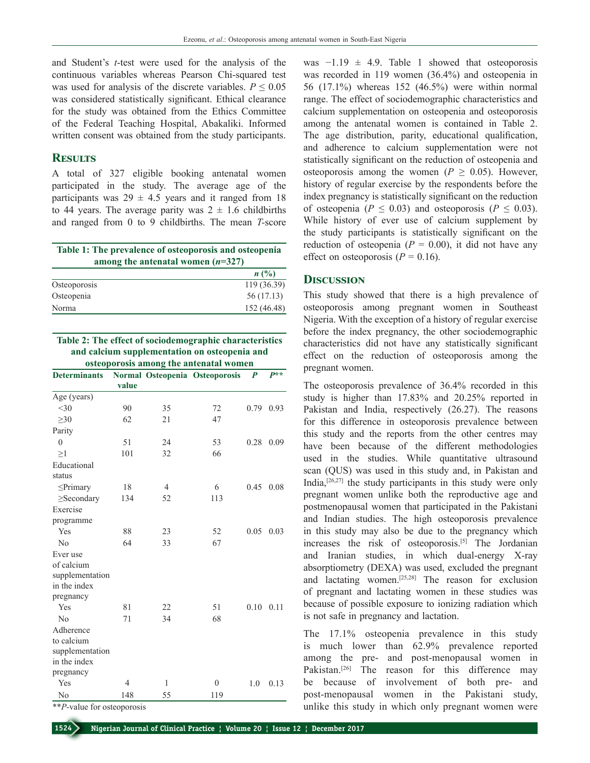and Student's *t*-test were used for the analysis of the continuous variables whereas Pearson Chi-squared test was used for analysis of the discrete variables. $P \leq 0.05$ was considered statistically significant. Ethical clearance for the study was obtained from the Ethics Committee of the Federal Teaching Hospital, Abakaliki. Informed written consent was obtained from the study participants.

## Results

A total of 327 eligible booking antenatal women participated in the study. The average age of the participants was 29 ± 4.5 years and it ranged from 18 to 44 years. The average parity was 2 ± 1.6 childbirths and ranged from 0 to 9 childbirths. The mean *T*-score was −1.19 ± 4.9. Table 1 showed that osteoporosis was recorded in 119 women (36.4%) and osteopenia in 56 (17.1%) whereas 152 (46.5%) were within normal range. The effect of sociodemographic characteristics and calcium supplementation on osteopenia and osteoporosis among the antenatal women is contained in Table 2. The age distribution, parity, educational qualification, and adherence to calcium supplementation were not statistically significant on the reduction of osteopenia and osteoporosis among the women ($P \geq 0.05$). However, history of regular exercise by the respondents before the index pregnancy is statistically significant on the reduction of osteopenia ($P \leq 0.03$) and osteoporosis ($P \leq 0.03$). While history of ever use of calcium supplement by the study participants is statistically significant on the reduction of osteopenia ($P = 0.00$), it did not have any effect on osteoporosis ($P = 0.16$).

**Table 1: The prevalence of osteoporosis and osteopenia among the antenatal women (*n*=327)**

| | *n* (%) |
|---|---|
| Osteoporosis | 119 (36.39) |
| Osteopenia | 56 (17.13) |
| Norma | 152 (46.48) |

**Table 2: The effect of sociodemographic characteristics and calcium supplementation on osteopenia and osteoporosis among the antenatal women**

| Determinants | Normal value | Osteopenia | Osteoporosis | *P* | *P*** |
|---|---|---|---|---|---|
| Age (years) | | | | | |
| <30 | 90 | 35 | 72 | 0.79 | 0.93 |
| ≥30 | 62 | 21 | 47 | | |
| Parity | | | | | |
| 0 | 51 | 24 | 53 | 0.28 | 0.09 |
| ≥1 | 101 | 32 | 66 | | |
| Educational status | | | | | |
| ≤Primary | 18 | 4 | 6 | 0.45 | 0.08 |
| ≥Secondary | 134 | 52 | 113 | | |
| Exercise programme | | | | | |
| Yes | 88 | 23 | 52 | 0.05 | 0.03 |
| No | 64 | 33 | 67 | | |
| Ever use of calcium supplementation in the index pregnancy | | | | | |
| Yes | 81 | 22 | 51 | 0.10 | 0.11 |
| No | 71 | 34 | 68 | | |
| Adherence to calcium supplementation in the index pregnancy | | | | | |
| Yes | 4 | 1 | 0 | 1.0 | 0.13 |
| No | 148 | 55 | 119 | | |

***P*-value for osteoporosis

## Discussion

This study showed that there is a high prevalence of osteoporosis among pregnant women in Southeast Nigeria. With the exception of a history of regular exercise before the index pregnancy, the other sociodemographic characteristics did not have any statistically significant effect on the reduction of osteoporosis among the pregnant women.

The osteoporosis prevalence of 36.4% recorded in this study is higher than 17.83% and 20.25% reported in Pakistan and India, respectively (26.27). The reasons for this difference in osteoporosis prevalence between this study and the reports from the other centres may have been because of the different methodologies used in the studies. While quantitative ultrasound scan (QUS) was used in this study and, in Pakistan and India,[26,27] the study participants in this study were only pregnant women unlike both the reproductive age and postmenopausal women that participated in the Pakistani and Indian studies. The high osteoporosis prevalence in this study may also be due to the pregnancy which increases the risk of osteoporosis.[5] The Jordanian and Iranian studies, in which dual-energy X-ray absorptiometry (DEXA) was used, excluded the pregnant and lactating women.[25,28] The reason for exclusion of pregnant and lactating women in these studies was because of possible exposure to ionizing radiation which is not safe in pregnancy and lactation.

The 17.1% osteopenia prevalence in this study is much lower than 62.9% prevalence reported among the pre- and post-menopausal women in Pakistan.[26] The reason for this difference may be because of involvement of both pre- and post-menopausal women in the Pakistani study, unlike this study in which only pregnant women were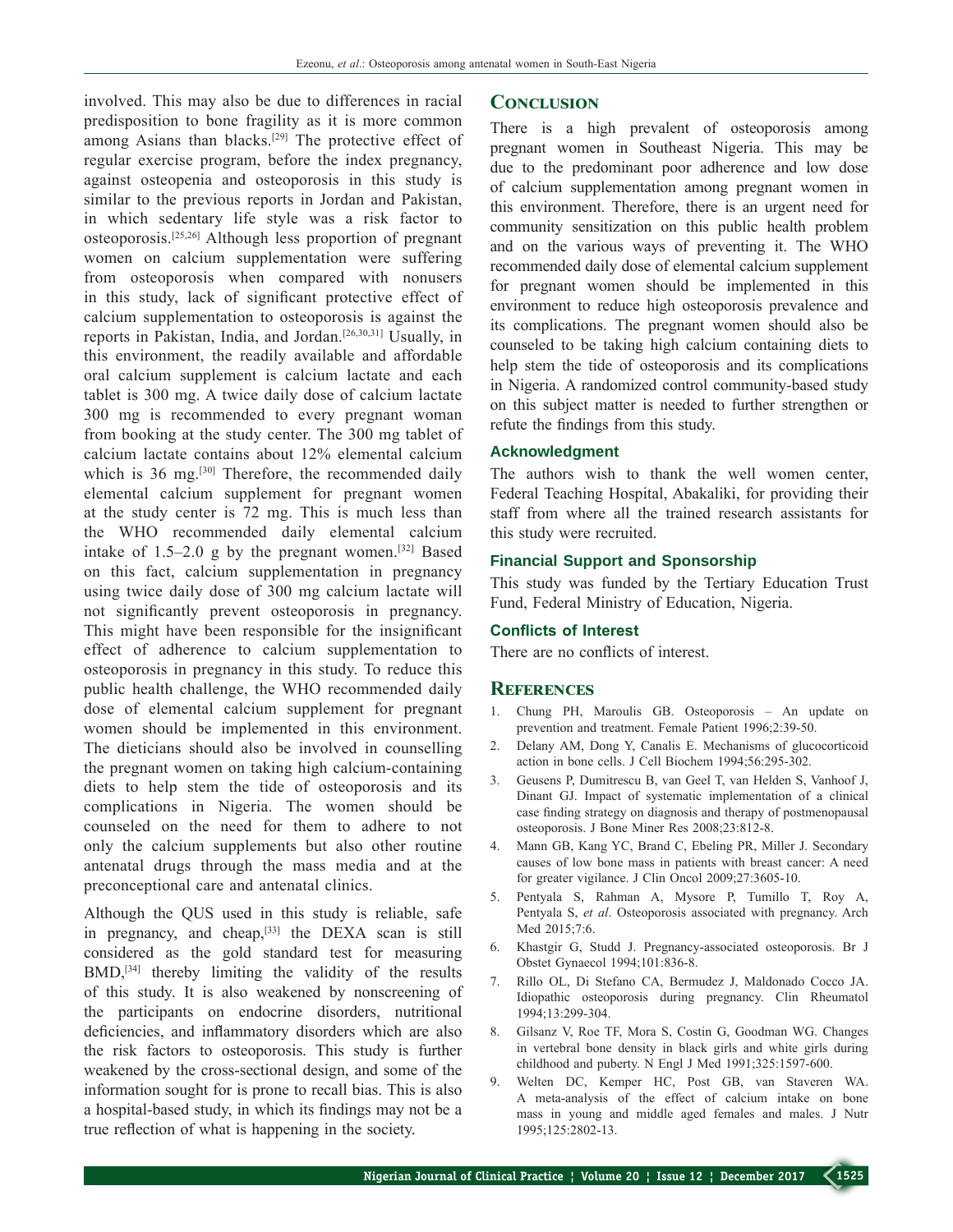involved. This may also be due to differences in racial predisposition to bone fragility as it is more common among Asians than blacks.[29] The protective effect of regular exercise program, before the index pregnancy, against osteopenia and osteoporosis in this study is similar to the previous reports in Jordan and Pakistan, in which sedentary life style was a risk factor to osteoporosis.[25,26] Although less proportion of pregnant women on calcium supplementation were suffering from osteoporosis when compared with nonusers in this study, lack of significant protective effect of calcium supplementation to osteoporosis is against the reports in Pakistan, India, and Jordan.[26,30,31] Usually, in this environment, the readily available and affordable oral calcium supplement is calcium lactate and each tablet is 300 mg. A twice daily dose of calcium lactate 300 mg is recommended to every pregnant woman from booking at the study center. The 300 mg tablet of calcium lactate contains about 12% elemental calcium which is 36 mg.[30] Therefore, the recommended daily elemental calcium supplement for pregnant women at the study center is 72 mg. This is much less than the WHO recommended daily elemental calcium intake of 1.5–2.0 g by the pregnant women.[32] Based on this fact, calcium supplementation in pregnancy using twice daily dose of 300 mg calcium lactate will not significantly prevent osteoporosis in pregnancy. This might have been responsible for the insignificant effect of adherence to calcium supplementation to osteoporosis in pregnancy in this study. To reduce this public health challenge, the WHO recommended daily dose of elemental calcium supplement for pregnant women should be implemented in this environment. The dieticians should also be involved in counselling the pregnant women on taking high calcium-containing diets to help stem the tide of osteoporosis and its complications in Nigeria. The women should be counseled on the need for them to adhere to not only the calcium supplements but also other routine antenatal drugs through the mass media and at the preconceptional care and antenatal clinics.

Although the QUS used in this study is reliable, safe in pregnancy, and cheap,[33] the DEXA scan is still considered as the gold standard test for measuring BMD,[34] thereby limiting the validity of the results of this study. It is also weakened by nonscreening of the participants on endocrine disorders, nutritional deficiencies, and inflammatory disorders which are also the risk factors to osteoporosis. This study is further weakened by the cross-sectional design, and some of the information sought for is prone to recall bias. This is also a hospital-based study, in which its findings may not be a true reflection of what is happening in the society.

## Conclusion

There is a high prevalent of osteoporosis among pregnant women in Southeast Nigeria. This may be due to the predominant poor adherence and low dose of calcium supplementation among pregnant women in this environment. Therefore, there is an urgent need for community sensitization on this public health problem and on the various ways of preventing it. The WHO recommended daily dose of elemental calcium supplement for pregnant women should be implemented in this environment to reduce high osteoporosis prevalence and its complications. The pregnant women should also be counseled to be taking high calcium containing diets to help stem the tide of osteoporosis and its complications in Nigeria. A randomized control community-based study on this subject matter is needed to further strengthen or refute the findings from this study.

### Acknowledgment

The authors wish to thank the well women center, Federal Teaching Hospital, Abakaliki, for providing their staff from where all the trained research assistants for this study were recruited.

### Financial Support and Sponsorship

This study was funded by the Tertiary Education Trust Fund, Federal Ministry of Education, Nigeria.

### Conflicts of Interest

There are no conflicts of interest.

## References

1. Chung PH, Maroulis GB. Osteoporosis – An update on prevention and treatment. Female Patient 1996;2:39-50.
2. Delany AM, Dong Y, Canalis E. Mechanisms of glucocorticoid action in bone cells. J Cell Biochem 1994;56:295-302.
3. Geusens P, Dumitrescu B, van Geel T, van Helden S, Vanhoof J, Dinant GJ. Impact of systematic implementation of a clinical case finding strategy on diagnosis and therapy of postmenopausal osteoporosis. J Bone Miner Res 2008;23:812-8.
4. Mann GB, Kang YC, Brand C, Ebeling PR, Miller J. Secondary causes of low bone mass in patients with breast cancer: A need for greater vigilance. J Clin Oncol 2009;27:3605-10.
5. Pentyala S, Rahman A, Mysore P, Tumillo T, Roy A, Pentyala S, *et al*. Osteoporosis associated with pregnancy. Arch Med 2015;7:6.
6. Khastgir G, Studd J. Pregnancy-associated osteoporosis. Br J Obstet Gynaecol 1994;101:836-8.
7. Rillo OL, Di Stefano CA, Bermudez J, Maldonado Cocco JA. Idiopathic osteoporosis during pregnancy. Clin Rheumatol 1994;13:299-304.
8. Gilsanz V, Roe TF, Mora S, Costin G, Goodman WG. Changes in vertebral bone density in black girls and white girls during childhood and puberty. N Engl J Med 1991;325:1597-600.
9. Welten DC, Kemper HC, Post GB, van Staveren WA. A meta-analysis of the effect of calcium intake on bone mass in young and middle aged females and males. J Nutr 1995;125:2802-13.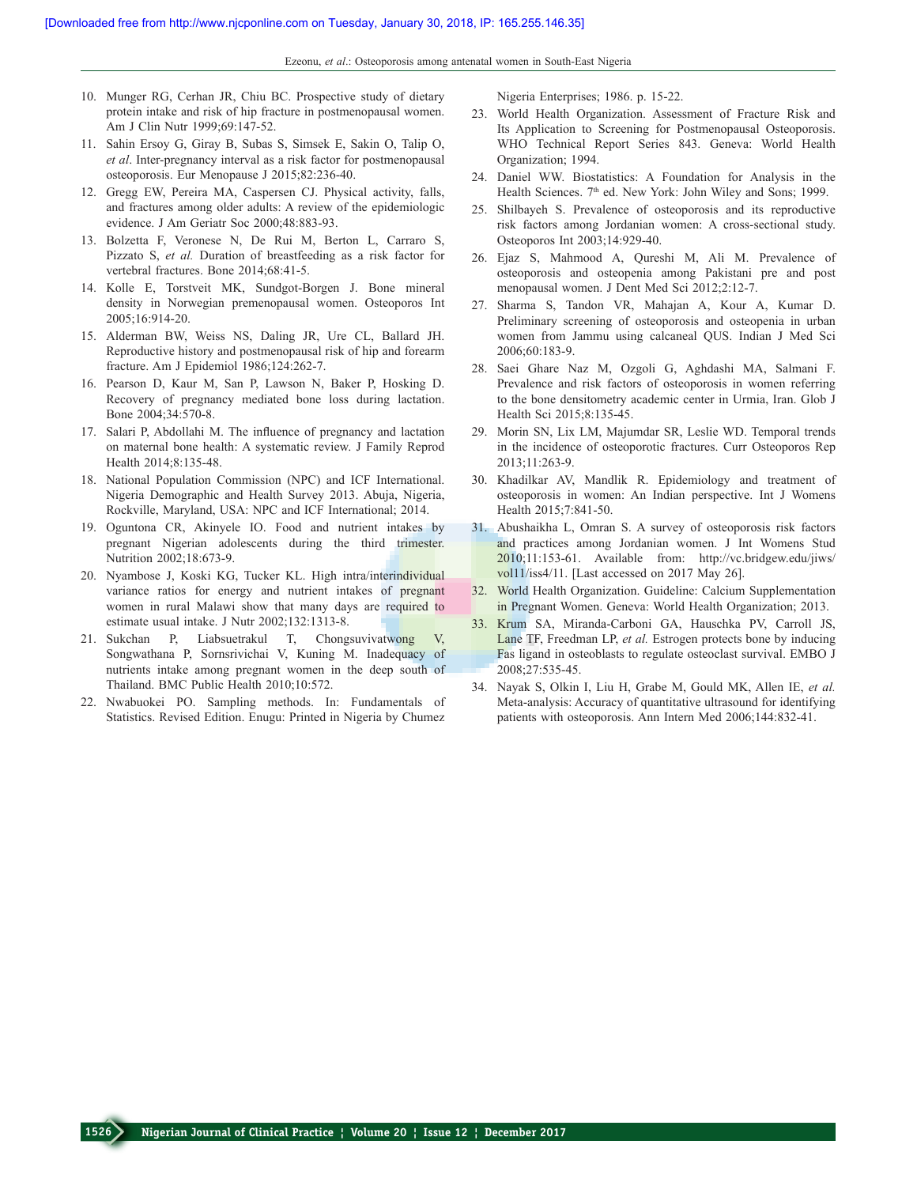10. Munger RG, Cerhan JR, Chiu BC. Prospective study of dietary protein intake and risk of hip fracture in postmenopausal women. Am J Clin Nutr 1999;69:147-52.
11. Sahin Ersoy G, Giray B, Subas S, Simsek E, Sakin O, Talip O, *et al*. Inter-pregnancy interval as a risk factor for postmenopausal osteoporosis. Eur Menopause J 2015;82:236-40.
12. Gregg EW, Pereira MA, Caspersen CJ. Physical activity, falls, and fractures among older adults: A review of the epidemiologic evidence. J Am Geriatr Soc 2000;48:883-93.
13. Bolzetta F, Veronese N, De Rui M, Berton L, Carraro S, Pizzato S, *et al.* Duration of breastfeeding as a risk factor for vertebral fractures. Bone 2014;68:41-5.
14. Kolle E, Torstveit MK, Sundgot-Borgen J. Bone mineral density in Norwegian premenopausal women. Osteoporos Int 2005;16:914-20.
15. Alderman BW, Weiss NS, Daling JR, Ure CL, Ballard JH. Reproductive history and postmenopausal risk of hip and forearm fracture. Am J Epidemiol 1986;124:262-7.
16. Pearson D, Kaur M, San P, Lawson N, Baker P, Hosking D. Recovery of pregnancy mediated bone loss during lactation. Bone 2004;34:570-8.
17. Salari P, Abdollahi M. The influence of pregnancy and lactation on maternal bone health: A systematic review. J Family Reprod Health 2014;8:135-48.
18. National Population Commission (NPC) and ICF International. Nigeria Demographic and Health Survey 2013. Abuja, Nigeria, Rockville, Maryland, USA: NPC and ICF International; 2014.
19. Oguntona CR, Akinyele IO. Food and nutrient intakes by pregnant Nigerian adolescents during the third trimester. Nutrition 2002;18:673-9.
20. Nyambose J, Koski KG, Tucker KL. High intra/interindividual variance ratios for energy and nutrient intakes of pregnant women in rural Malawi show that many days are required to estimate usual intake. J Nutr 2002;132:1313-8.
21. Sukchan P, Liabsuetrakul T, Chongsuvivatwong V, Songwathana P, Sornsrivichai V, Kuning M. Inadequacy of nutrients intake among pregnant women in the deep south of Thailand. BMC Public Health 2010;10:572.
22. Nwabuokei PO. Sampling methods. In: Fundamentals of Statistics. Revised Edition. Enugu: Printed in Nigeria by Chumez Nigeria Enterprises; 1986. p. 15-22.
23. World Health Organization. Assessment of Fracture Risk and Its Application to Screening for Postmenopausal Osteoporosis. WHO Technical Report Series 843. Geneva: World Health Organization; 1994.
24. Daniel WW. Biostatistics: A Foundation for Analysis in the Health Sciences. 7th ed. New York: John Wiley and Sons; 1999.
25. Shilbayeh S. Prevalence of osteoporosis and its reproductive risk factors among Jordanian women: A cross-sectional study. Osteoporos Int 2003;14:929-40.
26. Ejaz S, Mahmood A, Qureshi M, Ali M. Prevalence of osteoporosis and osteopenia among Pakistani pre and post menopausal women. J Dent Med Sci 2012;2:12-7.
27. Sharma S, Tandon VR, Mahajan A, Kour A, Kumar D. Preliminary screening of osteoporosis and osteopenia in urban women from Jammu using calcaneal QUS. Indian J Med Sci 2006;60:183-9.
28. Saei Ghare Naz M, Ozgoli G, Aghdashi MA, Salmani F. Prevalence and risk factors of osteoporosis in women referring to the bone densitometry academic center in Urmia, Iran. Glob J Health Sci 2015;8:135-45.
29. Morin SN, Lix LM, Majumdar SR, Leslie WD. Temporal trends in the incidence of osteoporotic fractures. Curr Osteoporos Rep 2013;11:263-9.
30. Khadilkar AV, Mandlik R. Epidemiology and treatment of osteoporosis in women: An Indian perspective. Int J Womens Health 2015;7:841-50.
31. Abushaikha L, Omran S. A survey of osteoporosis risk factors and practices among Jordanian women. J Int Womens Stud 2010;11:153-61. Available from: http://vc.bridgew.edu/jiws/vol11/iss4/11. [Last accessed on 2017 May 26].
32. World Health Organization. Guideline: Calcium Supplementation in Pregnant Women. Geneva: World Health Organization; 2013.
33. Krum SA, Miranda-Carboni GA, Hauschka PV, Carroll JS, Lane TF, Freedman LP, *et al.* Estrogen protects bone by inducing Fas ligand in osteoblasts to regulate osteoclast survival. EMBO J 2008;27:535-45.
34. Nayak S, Olkin I, Liu H, Grabe M, Gould MK, Allen IE, *et al.* Meta-analysis: Accuracy of quantitative ultrasound for identifying patients with osteoporosis. Ann Intern Med 2006;144:832-41.